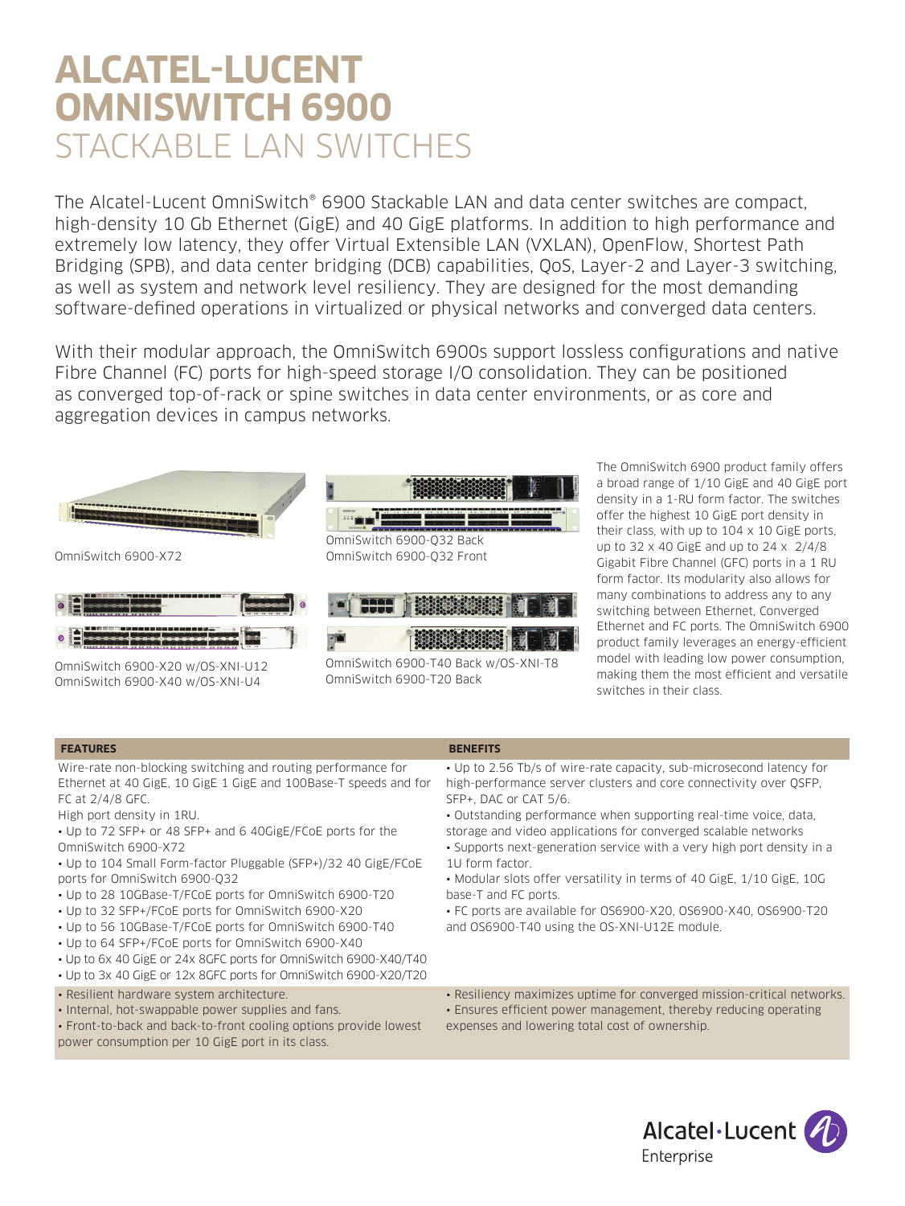# ALCATEL-LUCENT OMNISWITCH 6900
## STACKABLE LAN SWITCHES

The Alcatel-Lucent OmniSwitch® 6900 Stackable LAN and data center switches are compact, high-density 10 Gb Ethernet (GigE) and 40 GigE platforms. In addition to high performance and extremely low latency, they offer Virtual Extensible LAN (VXLAN), OpenFlow, Shortest Path Bridging (SPB), and data center bridging (DCB) capabilities, QoS, Layer-2 and Layer-3 switching, as well as system and network level resiliency. They are designed for the most demanding software-defined operations in virtualized or physical networks and converged data centers.

With their modular approach, the OmniSwitch 6900s support lossless configurations and native Fibre Channel (FC) ports for high-speed storage I/O consolidation. They can be positioned as converged top-of-rack or spine switches in data center environments, or as core and aggregation devices in campus networks.

OmniSwitch 6900-X72

OmniSwitch 6900-Q32 Back
OmniSwitch 6900-Q32 Front

OmniSwitch 6900-X20 w/OS-XNI-U12
OmniSwitch 6900-X40 w/OS-XNI-U4

OmniSwitch 6900-T40 Back w/OS-XNI-T8
OmniSwitch 6900-T20 Back

The OmniSwitch 6900 product family offers a broad range of 1/10 GigE and 40 GigE port density in a 1-RU form factor. The switches offer the highest 10 GigE port density in their class, with up to 104 x 10 GigE ports, up to 32 x 40 GigE and up to 24 x 2/4/8 Gigabit Fibre Channel (GFC) ports in a 1 RU form factor. Its modularity also allows for many combinations to address any to any switching between Ethernet, Converged Ethernet and FC ports. The OmniSwitch 6900 product family leverages an energy-efficient model with leading low power consumption, making them the most efficient and versatile switches in their class.

| FEATURES | BENEFITS |
|---|---|
| Wire-rate non-blocking switching and routing performance for Ethernet at 40 GigE, 10 GigE 1 GigE and 100Base-T speeds and for FC at 2/4/8 GFC.<br>High port density in 1RU.<br>• Up to 72 SFP+ or 48 SFP+ and 6 40GigE/FCoE ports for the OmniSwitch 6900-X72<br>• Up to 104 Small Form-factor Pluggable (SFP+)/32 40 GigE/FCoE ports for OmniSwitch 6900-Q32<br>• Up to 28 10GBase-T/FCoE ports for OmniSwitch 6900-T20<br>• Up to 32 SFP+/FCoE ports for OmniSwitch 6900-X20<br>• Up to 56 10GBase-T/FCoE ports for OmniSwitch 6900-T40<br>• Up to 64 SFP+/FCoE ports for OmniSwitch 6900-X40<br>• Up to 6x 40 GigE or 24x 8GFC ports for OmniSwitch 6900-X40/T40<br>• Up to 3x 40 GigE or 12x 8GFC ports for OmniSwitch 6900-X20/T20 | • Up to 2.56 Tb/s of wire-rate capacity, sub-microsecond latency for high-performance server clusters and core connectivity over QSFP, SFP+, DAC or CAT 5/6.<br>• Outstanding performance when supporting real-time voice, data, storage and video applications for converged scalable networks<br>• Supports next-generation service with a very high port density in a 1U form factor.<br>• Modular slots offer versatility in terms of 40 GigE, 1/10 GigE, 10G base-T and FC ports.<br>• FC ports are available for OS6900-X20, OS6900-X40, OS6900-T20 and OS6900-T40 using the OS-XNI-U12E module. |
| • Resilient hardware system architecture.<br>• Internal, hot-swappable power supplies and fans.<br>• Front-to-back and back-to-front cooling options provide lowest power consumption per 10 GigE port in its class. | • Resiliency maximizes uptime for converged mission-critical networks.<br>• Ensures efficient power management, thereby reducing operating expenses and lowering total cost of ownership. |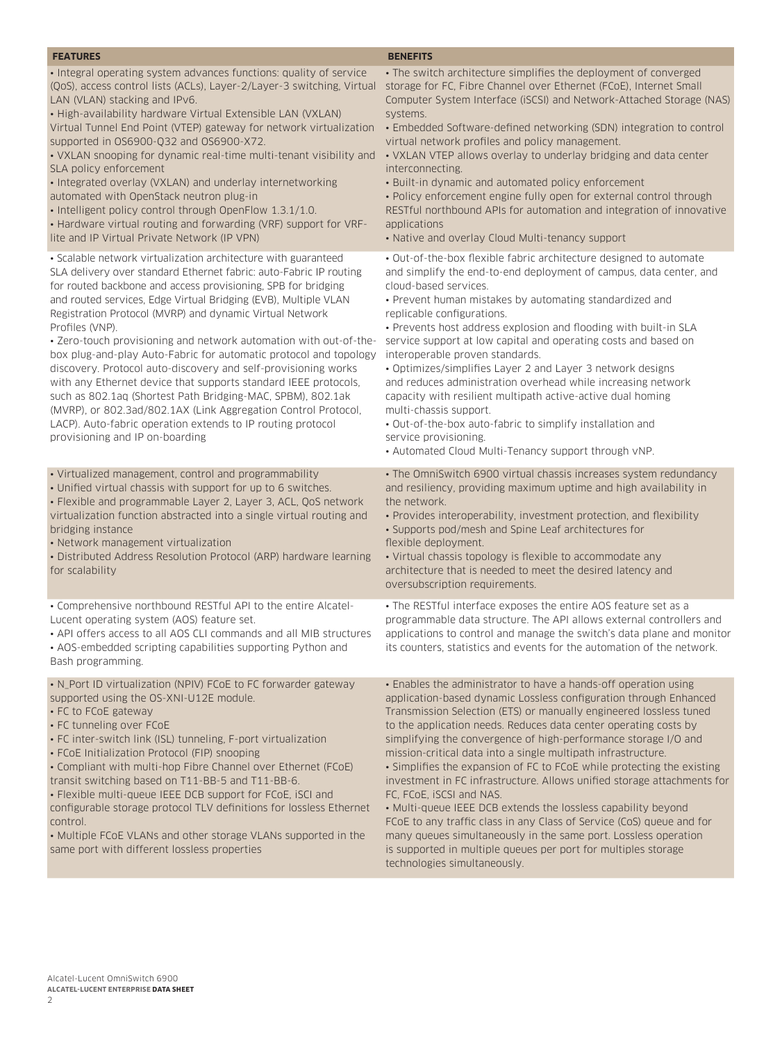| FEATURES | BENEFITS |
|---|---|
| • Integral operating system advances functions: quality of service (QoS), access control lists (ACLs), Layer-2/Layer-3 switching, Virtual LAN (VLAN) stacking and IPv6.<br>• High-availability hardware Virtual Extensible LAN (VXLAN) Virtual Tunnel End Point (VTEP) gateway for network virtualization supported in OS6900-Q32 and OS6900-X72.<br>• VXLAN snooping for dynamic real-time multi-tenant visibility and SLA policy enforcement<br>• Integrated overlay (VXLAN) and underlay internetworking automated with OpenStack neutron plug-in<br>• Intelligent policy control through OpenFlow 1.3.1/1.0.<br>• Hardware virtual routing and forwarding (VRF) support for VRF-lite and IP Virtual Private Network (IP VPN) | • The switch architecture simplifies the deployment of converged storage for FC, Fibre Channel over Ethernet (FCoE), Internet Small Computer System Interface (iSCSI) and Network-Attached Storage (NAS) systems.<br>• Embedded Software-defined networking (SDN) integration to control virtual network profiles and policy management.<br>• VXLAN VTEP allows overlay to underlay bridging and data center interconnecting.<br>• Built-in dynamic and automated policy enforcement<br>• Policy enforcement engine fully open for external control through RESTful northbound APIs for automation and integration of innovative applications<br>• Native and overlay Cloud Multi-tenancy support |
| • Scalable network virtualization architecture with guaranteed SLA delivery over standard Ethernet fabric: auto-Fabric IP routing for routed backbone and access provisioning, SPB for bridging and routed services, Edge Virtual Bridging (EVB), Multiple VLAN Registration Protocol (MVRP) and dynamic Virtual Network Profiles (VNP).<br>• Zero-touch provisioning and network automation with out-of-the-box plug-and-play Auto-Fabric for automatic protocol and topology discovery. Protocol auto-discovery and self-provisioning works with any Ethernet device that supports standard IEEE protocols, such as 802.1aq (Shortest Path Bridging-MAC, SPBM), 802.1ak (MVRP), or 802.3ad/802.1AX (Link Aggregation Control Protocol, LACP). Auto-fabric operation extends to IP routing protocol provisioning and IP on-boarding | • Out-of-the-box flexible fabric architecture designed to automate and simplify the end-to-end deployment of campus, data center, and cloud-based services.<br>• Prevent human mistakes by automating standardized and replicable configurations.<br>• Prevents host address explosion and flooding with built-in SLA service support at low capital and operating costs and based on interoperable proven standards.<br>• Optimizes/simplifies Layer 2 and Layer 3 network designs and reduces administration overhead while increasing network capacity with resilient multipath active-active dual homing multi-chassis support.<br>• Out-of-the-box auto-fabric to simplify installation and service provisioning.<br>• Automated Cloud Multi-Tenancy support through vNP. |
| • Virtualized management, control and programmability<br>• Unified virtual chassis with support for up to 6 switches.<br>• Flexible and programmable Layer 2, Layer 3, ACL, QoS network virtualization function abstracted into a single virtual routing and bridging instance<br>• Network management virtualization<br>• Distributed Address Resolution Protocol (ARP) hardware learning for scalability | • The OmniSwitch 6900 virtual chassis increases system redundancy and resiliency, providing maximum uptime and high availability in the network.<br>• Provides interoperability, investment protection, and flexibility<br>• Supports pod/mesh and Spine Leaf architectures for flexible deployment.<br>• Virtual chassis topology is flexible to accommodate any architecture that is needed to meet the desired latency and oversubscription requirements. |
| • Comprehensive northbound RESTful API to the entire Alcatel-Lucent operating system (AOS) feature set.<br>• API offers access to all AOS CLI commands and all MIB structures<br>• AOS-embedded scripting capabilities supporting Python and Bash programming. | • The RESTful interface exposes the entire AOS feature set as a programmable data structure. The API allows external controllers and applications to control and manage the switch's data plane and monitor its counters, statistics and events for the automation of the network. |
| • N_Port ID virtualization (NPIV) FCoE to FC forwarder gateway supported using the OS-XNI-U12E module.<br>• FC to FCoE gateway<br>• FC tunneling over FCoE<br>• FC inter-switch link (ISL) tunneling, F-port virtualization<br>• FCoE Initialization Protocol (FIP) snooping<br>• Compliant with multi-hop Fibre Channel over Ethernet (FCoE) transit switching based on T11-BB-5 and T11-BB-6.<br>• Flexible multi-queue IEEE DCB support for FCoE, iSCI and configurable storage protocol TLV definitions for lossless Ethernet control.<br>• Multiple FCoE VLANs and other storage VLANs supported in the same port with different lossless properties | • Enables the administrator to have a hands-off operation using application-based dynamic Lossless configuration through Enhanced Transmission Selection (ETS) or manually engineered lossless tuned to the application needs. Reduces data center operating costs by simplifying the convergence of high-performance storage I/O and mission-critical data into a single multipath infrastructure.<br>• Simplifies the expansion of FC to FCoE while protecting the existing investment in FC infrastructure. Allows unified storage attachments for FC, FCoE, iSCSI and NAS.<br>• Multi-queue IEEE DCB extends the lossless capability beyond FCoE to any traffic class in any Class of Service (CoS) queue and for many queues simultaneously in the same port. Lossless operation is supported in multiple queues per port for multiples storage technologies simultaneously. |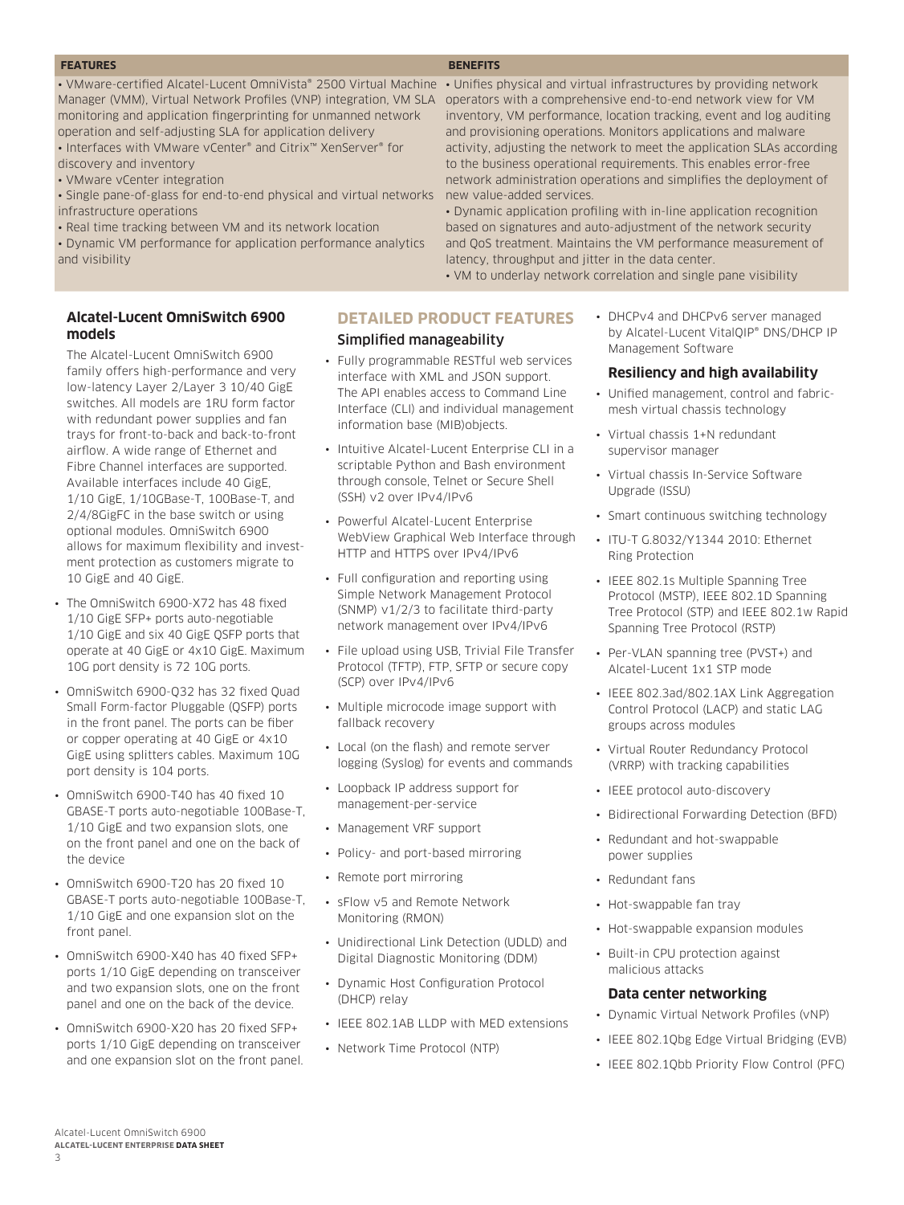| FEATURES | BENEFITS |
| --- | --- |
| • VMware-certified Alcatel-Lucent OmniVista® 2500 Virtual Machine Manager (VMM), Virtual Network Profiles (VNP) integration, VM SLA monitoring and application fingerprinting for unmanned network operation and self-adjusting SLA for application delivery<br>• Interfaces with VMware vCenter® and Citrix™ XenServer® for discovery and inventory<br>• VMware vCenter integration<br>• Single pane-of-glass for end-to-end physical and virtual networks infrastructure operations<br>• Real time tracking between VM and its network location<br>• Dynamic VM performance for application performance analytics and visibility | • Unifies physical and virtual infrastructures by providing network operators with a comprehensive end-to-end network view for VM inventory, VM performance, location tracking, event and log auditing and provisioning operations. Monitors applications and malware activity, adjusting the network to meet the application SLAs according to the business operational requirements. This enables error-free network administration operations and simplifies the deployment of new value-added services.<br>• Dynamic application profiling with in-line application recognition based on signatures and auto-adjustment of the network security and QoS treatment. Maintains the VM performance measurement of latency, throughput and jitter in the data center.<br>• VM to underlay network correlation and single pane visibility |

### Alcatel-Lucent OmniSwitch 6900 models

The Alcatel-Lucent OmniSwitch 6900 family offers high-performance and very low-latency Layer 2/Layer 3 10/40 GigE switches. All models are 1RU form factor with redundant power supplies and fan trays for front-to-back and back-to-front airflow. A wide range of Ethernet and Fibre Channel interfaces are supported. Available interfaces include 40 GigE, 1/10 GigE, 1/10GBase-T, 100Base-T, and 2/4/8GigFC in the base switch or using optional modules. OmniSwitch 6900 allows for maximum flexibility and investment protection as customers migrate to 10 GigE and 40 GigE.

- The OmniSwitch 6900-X72 has 48 fixed 1/10 GigE SFP+ ports auto-negotiable 1/10 GigE and six 40 GigE QSFP ports that operate at 40 GigE or 4x10 GigE. Maximum 10G port density is 72 10G ports.
- OmniSwitch 6900-Q32 has 32 fixed Quad Small Form-factor Pluggable (QSFP) ports in the front panel. The ports can be fiber or copper operating at 40 GigE or 4x10 GigE using splitters cables. Maximum 10G port density is 104 ports.
- OmniSwitch 6900-T40 has 40 fixed 10 GBASE-T ports auto-negotiable 100Base-T, 1/10 GigE and two expansion slots, one on the front panel and one on the back of the device
- OmniSwitch 6900-T20 has 20 fixed 10 GBASE-T ports auto-negotiable 100Base-T, 1/10 GigE and one expansion slot on the front panel.
- OmniSwitch 6900-X40 has 40 fixed SFP+ ports 1/10 GigE depending on transceiver and two expansion slots, one on the front panel and one on the back of the device.
- OmniSwitch 6900-X20 has 20 fixed SFP+ ports 1/10 GigE depending on transceiver and one expansion slot on the front panel.

## DETAILED PRODUCT FEATURES

### Simplified manageability

- Fully programmable RESTful web services interface with XML and JSON support. The API enables access to Command Line Interface (CLI) and individual management information base (MIB)objects.
- Intuitive Alcatel-Lucent Enterprise CLI in a scriptable Python and Bash environment through console, Telnet or Secure Shell (SSH) v2 over IPv4/IPv6
- Powerful Alcatel-Lucent Enterprise WebView Graphical Web Interface through HTTP and HTTPS over IPv4/IPv6
- Full configuration and reporting using Simple Network Management Protocol (SNMP) v1/2/3 to facilitate third-party network management over IPv4/IPv6
- File upload using USB, Trivial File Transfer Protocol (TFTP), FTP, SFTP or secure copy (SCP) over IPv4/IPv6
- Multiple microcode image support with fallback recovery
- Local (on the flash) and remote server logging (Syslog) for events and commands
- Loopback IP address support for management-per-service
- Management VRF support
- Policy- and port-based mirroring
- Remote port mirroring
- sFlow v5 and Remote Network Monitoring (RMON)
- Unidirectional Link Detection (UDLD) and Digital Diagnostic Monitoring (DDM)
- Dynamic Host Configuration Protocol (DHCP) relay
- IEEE 802.1AB LLDP with MED extensions
- Network Time Protocol (NTP)
- DHCPv4 and DHCPv6 server managed by Alcatel-Lucent VitalQIP® DNS/DHCP IP Management Software

### Resiliency and high availability

- Unified management, control and fabric-mesh virtual chassis technology
- Virtual chassis 1+N redundant supervisor manager
- Virtual chassis In-Service Software Upgrade (ISSU)
- Smart continuous switching technology
- ITU-T G.8032/Y1344 2010: Ethernet Ring Protection
- IEEE 802.1s Multiple Spanning Tree Protocol (MSTP), IEEE 802.1D Spanning Tree Protocol (STP) and IEEE 802.1w Rapid Spanning Tree Protocol (RSTP)
- Per-VLAN spanning tree (PVST+) and Alcatel-Lucent 1x1 STP mode
- IEEE 802.3ad/802.1AX Link Aggregation Control Protocol (LACP) and static LAG groups across modules
- Virtual Router Redundancy Protocol (VRRP) with tracking capabilities
- IEEE protocol auto-discovery
- Bidirectional Forwarding Detection (BFD)
- Redundant and hot-swappable power supplies
- Redundant fans
- Hot-swappable fan tray
- Hot-swappable expansion modules
- Built-in CPU protection against malicious attacks

### Data center networking

- Dynamic Virtual Network Profiles (vNP)
- IEEE 802.1Qbg Edge Virtual Bridging (EVB)
- IEEE 802.1Qbb Priority Flow Control (PFC)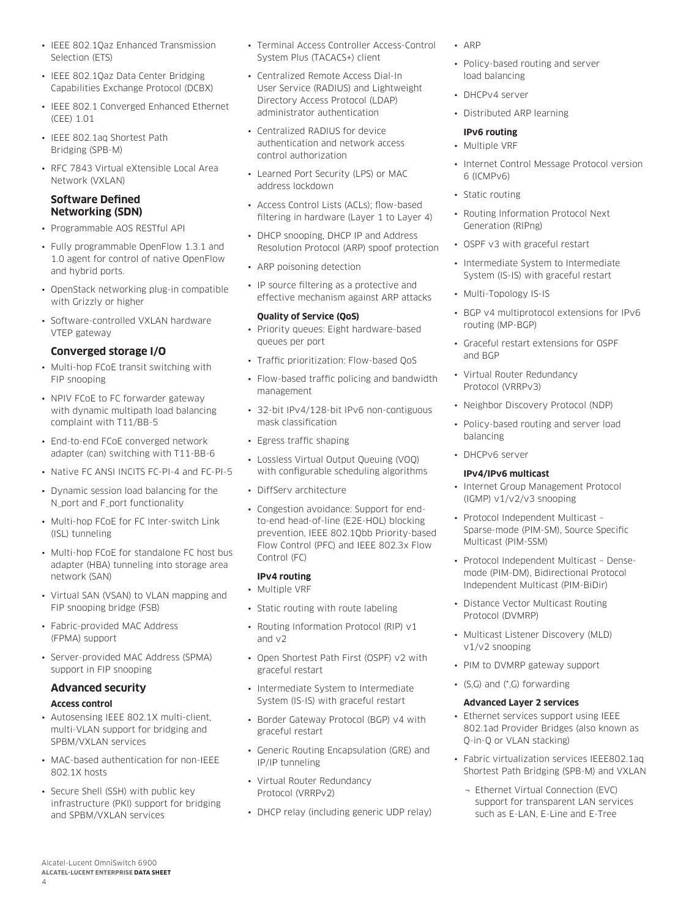- IEEE 802.1Qaz Enhanced Transmission Selection (ETS)
- IEEE 802.1Qaz Data Center Bridging Capabilities Exchange Protocol (DCBX)
- IEEE 802.1 Converged Enhanced Ethernet (CEE) 1.01
- IEEE 802.1aq Shortest Path Bridging (SPB-M)
- RFC 7843 Virtual eXtensible Local Area Network (VXLAN)

### Software Defined Networking (SDN)

- Programmable AOS RESTful API
- Fully programmable OpenFlow 1.3.1 and 1.0 agent for control of native OpenFlow and hybrid ports.
- OpenStack networking plug-in compatible with Grizzly or higher
- Software-controlled VXLAN hardware VTEP gateway

### Converged storage I/O

- Multi-hop FCoE transit switching with FIP snooping
- NPIV FCoE to FC forwarder gateway with dynamic multipath load balancing complaint with T11/BB-5
- End-to-end FCoE converged network adapter (can) switching with T11-BB-6
- Native FC ANSI INCITS FC-PI-4 and FC-PI-5
- Dynamic session load balancing for the N_port and F_port functionality
- Multi-hop FCoE for FC Inter-switch Link (ISL) tunneling
- Multi-hop FCoE for standalone FC host bus adapter (HBA) tunneling into storage area network (SAN)
- Virtual SAN (VSAN) to VLAN mapping and FIP snooping bridge (FSB)
- Fabric-provided MAC Address (FPMA) support
- Server-provided MAC Address (SPMA) support in FIP snooping

### Advanced security

#### Access control

- Autosensing IEEE 802.1X multi-client, multi-VLAN support for bridging and SPBM/VXLAN services
- MAC-based authentication for non-IEEE 802.1X hosts
- Secure Shell (SSH) with public key infrastructure (PKI) support for bridging and SPBM/VXLAN services
- Terminal Access Controller Access-Control System Plus (TACACS+) client
- Centralized Remote Access Dial-In User Service (RADIUS) and Lightweight Directory Access Protocol (LDAP) administrator authentication
- Centralized RADIUS for device authentication and network access control authorization
- Learned Port Security (LPS) or MAC address lockdown
- Access Control Lists (ACLs); flow-based filtering in hardware (Layer 1 to Layer 4)
- DHCP snooping, DHCP IP and Address Resolution Protocol (ARP) spoof protection
- ARP poisoning detection
- IP source filtering as a protective and effective mechanism against ARP attacks

#### Quality of Service (QoS)

- Priority queues: Eight hardware-based queues per port
- Traffic prioritization: Flow-based QoS
- Flow-based traffic policing and bandwidth management
- 32-bit IPv4/128-bit IPv6 non-contiguous mask classification
- Egress traffic shaping
- Lossless Virtual Output Queuing (VOQ) with configurable scheduling algorithms
- DiffServ architecture
- Congestion avoidance: Support for end-to-end head-of-line (E2E-HOL) blocking prevention, IEEE 802.1Qbb Priority-based Flow Control (PFC) and IEEE 802.3x Flow Control (FC)

#### IPv4 routing

- Multiple VRF
- Static routing with route labeling
- Routing Information Protocol (RIP) v1 and v2
- Open Shortest Path First (OSPF) v2 with graceful restart
- Intermediate System to Intermediate System (IS-IS) with graceful restart
- Border Gateway Protocol (BGP) v4 with graceful restart
- Generic Routing Encapsulation (GRE) and IP/IP tunneling
- Virtual Router Redundancy Protocol (VRRPv2)
- DHCP relay (including generic UDP relay)
- ARP
- Policy-based routing and server load balancing
- DHCPv4 server
- Distributed ARP learning

#### IPv6 routing

- Multiple VRF
- Internet Control Message Protocol version 6 (ICMPv6)
- Static routing
- Routing Information Protocol Next Generation (RIPng)
- OSPF v3 with graceful restart
- Intermediate System to Intermediate System (IS-IS) with graceful restart
- Multi-Topology IS-IS
- BGP v4 multiprotocol extensions for IPv6 routing (MP-BGP)
- Graceful restart extensions for OSPF and BGP
- Virtual Router Redundancy Protocol (VRRPv3)
- Neighbor Discovery Protocol (NDP)
- Policy-based routing and server load balancing
- DHCPv6 server

#### IPv4/IPv6 multicast

- Internet Group Management Protocol (IGMP) v1/v2/v3 snooping
- Protocol Independent Multicast – Sparse-mode (PIM-SM), Source Specific Multicast (PIM-SSM)
- Protocol Independent Multicast – Dense-mode (PIM-DM), Bidirectional Protocol Independent Multicast (PIM-BiDir)
- Distance Vector Multicast Routing Protocol (DVMRP)
- Multicast Listener Discovery (MLD) v1/v2 snooping
- PIM to DVMRP gateway support
- (S,G) and (*,G) forwarding

#### Advanced Layer 2 services

- Ethernet services support using IEEE 802.1ad Provider Bridges (also known as Q-in-Q or VLAN stacking)
- Fabric virtualization services IEEE802.1aq Shortest Path Bridging (SPB-M) and VXLAN
  - Ethernet Virtual Connection (EVC) support for transparent LAN services such as E-LAN, E-Line and E-Tree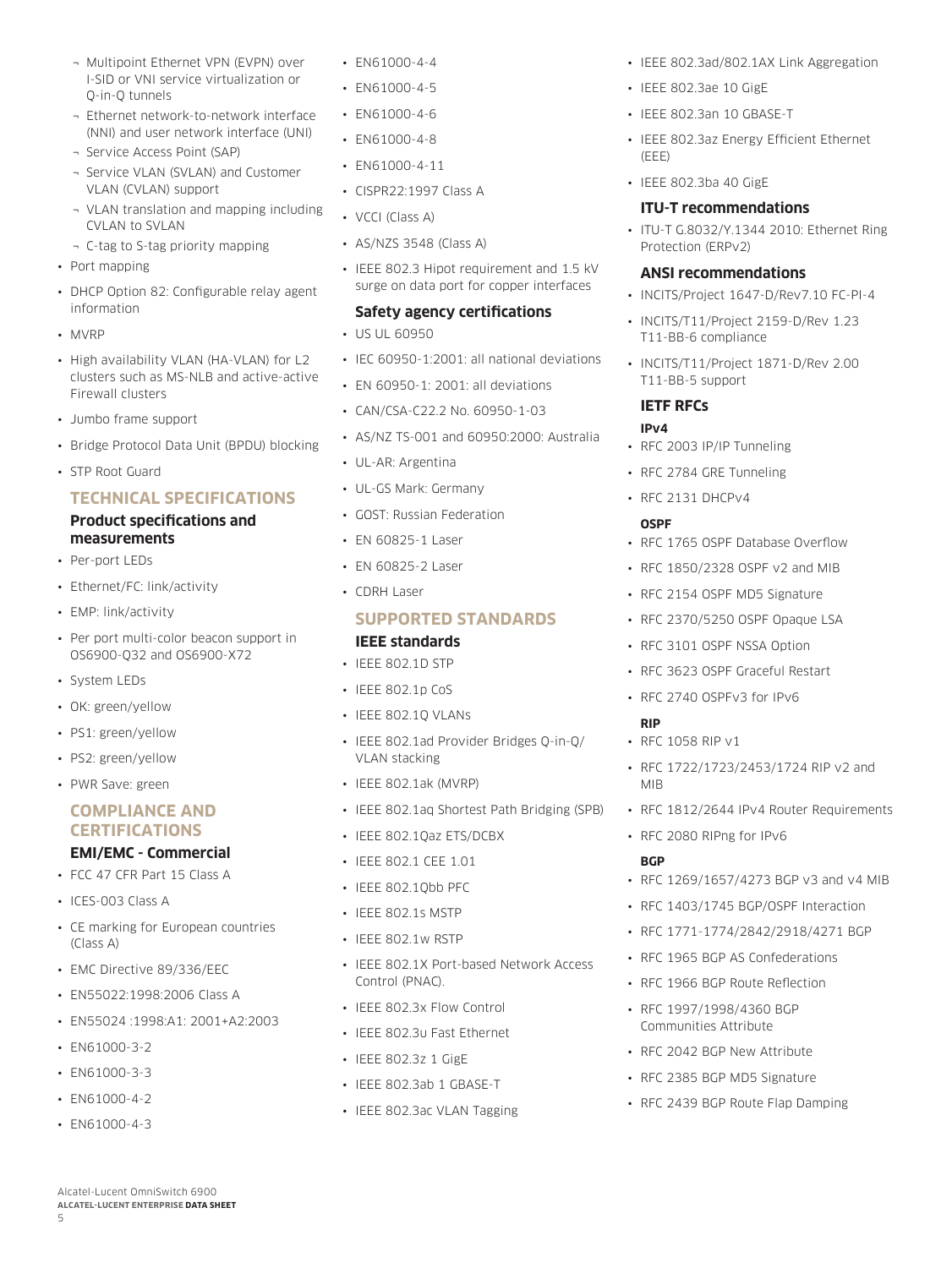- Multipoint Ethernet VPN (EVPN) over I-SID or VNI service virtualization or Q-in-Q tunnels
  - Ethernet network-to-network interface (NNI) and user network interface (UNI)
  - Service Access Point (SAP)
  - Service VLAN (SVLAN) and Customer VLAN (CVLAN) support
  - VLAN translation and mapping including CVLAN to SVLAN
  - C-tag to S-tag priority mapping
- Port mapping
- DHCP Option 82: Configurable relay agent information
- MVRP
- High availability VLAN (HA-VLAN) for L2 clusters such as MS-NLB and active-active Firewall clusters
- Jumbo frame support
- Bridge Protocol Data Unit (BPDU) blocking
- STP Root Guard

## TECHNICAL SPECIFICATIONS

### Product specifications and measurements

- Per-port LEDs
- Ethernet/FC: link/activity
- EMP: link/activity
- Per port multi-color beacon support in OS6900-Q32 and OS6900-X72
- System LEDs
- OK: green/yellow
- PS1: green/yellow
- PS2: green/yellow
- PWR Save: green

## COMPLIANCE AND CERTIFICATIONS

### EMI/EMC - Commercial

- FCC 47 CFR Part 15 Class A
- ICES-003 Class A
- CE marking for European countries (Class A)
- EMC Directive 89/336/EEC
- EN55022:1998:2006 Class A
- EN55024 :1998:A1: 2001+A2:2003
- EN61000-3-2
- EN61000-3-3
- EN61000-4-2
- EN61000-4-3
- EN61000-4-4
- EN61000-4-5
- EN61000-4-6
- EN61000-4-8
- EN61000-4-11
- CISPR22:1997 Class A
- VCCI (Class A)
- AS/NZS 3548 (Class A)
- IEEE 802.3 Hipot requirement and 1.5 kV surge on data port for copper interfaces

### Safety agency certifications

- US UL 60950
- IEC 60950-1:2001: all national deviations
- EN 60950-1: 2001: all deviations
- CAN/CSA-C22.2 No. 60950-1-03
- AS/NZ TS-001 and 60950:2000: Australia
- UL-AR: Argentina
- UL-GS Mark: Germany
- GOST: Russian Federation
- EN 60825-1 Laser
- EN 60825-2 Laser
- CDRH Laser

## SUPPORTED STANDARDS

### IEEE standards

- IEEE 802.1D STP
- IEEE 802.1p CoS
- IEEE 802.1Q VLANs
- IEEE 802.1ad Provider Bridges Q-in-Q/ VLAN stacking
- IEEE 802.1ak (MVRP)
- IEEE 802.1aq Shortest Path Bridging (SPB)
- IEEE 802.1Qaz ETS/DCBX
- IEEE 802.1 CEE 1.01
- IEEE 802.1Qbb PFC
- IEEE 802.1s MSTP
- IEEE 802.1w RSTP
- IEEE 802.1X Port-based Network Access Control (PNAC).
- IEEE 802.3x Flow Control
- IEEE 802.3u Fast Ethernet
- IEEE 802.3z 1 GigE
- IEEE 802.3ab 1 GBASE-T
- IEEE 802.3ac VLAN Tagging
- IEEE 802.3ad/802.1AX Link Aggregation
- IEEE 802.3ae 10 GigE
- IEEE 802.3an 10 GBASE-T
- IEEE 802.3az Energy Efficient Ethernet (EEE)
- IEEE 802.3ba 40 GigE

### ITU-T recommendations

- ITU-T G.8032/Y.1344 2010: Ethernet Ring Protection (ERPv2)

### ANSI recommendations

- INCITS/Project 1647-D/Rev7.10 FC-PI-4
- INCITS/T11/Project 2159-D/Rev 1.23 T11-BB-6 compliance
- INCITS/T11/Project 1871-D/Rev 2.00 T11-BB-5 support

### IETF RFCs

#### IPv4

- RFC 2003 IP/IP Tunneling
- RFC 2784 GRE Tunneling
- RFC 2131 DHCPv4

#### OSPF

- RFC 1765 OSPF Database Overflow
- RFC 1850/2328 OSPF v2 and MIB
- RFC 2154 OSPF MD5 Signature
- RFC 2370/5250 OSPF Opaque LSA
- RFC 3101 OSPF NSSA Option
- RFC 3623 OSPF Graceful Restart
- RFC 2740 OSPFv3 for IPv6

#### RIP

- RFC 1058 RIP v1
- RFC 1722/1723/2453/1724 RIP v2 and MIB
- RFC 1812/2644 IPv4 Router Requirements
- RFC 2080 RIPng for IPv6

#### BGP

- RFC 1269/1657/4273 BGP v3 and v4 MIB
- RFC 1403/1745 BGP/OSPF Interaction
- RFC 1771-1774/2842/2918/4271 BGP
- RFC 1965 BGP AS Confederations
- RFC 1966 BGP Route Reflection
- RFC 1997/1998/4360 BGP Communities Attribute
- RFC 2042 BGP New Attribute
- RFC 2385 BGP MD5 Signature
- RFC 2439 BGP Route Flap Damping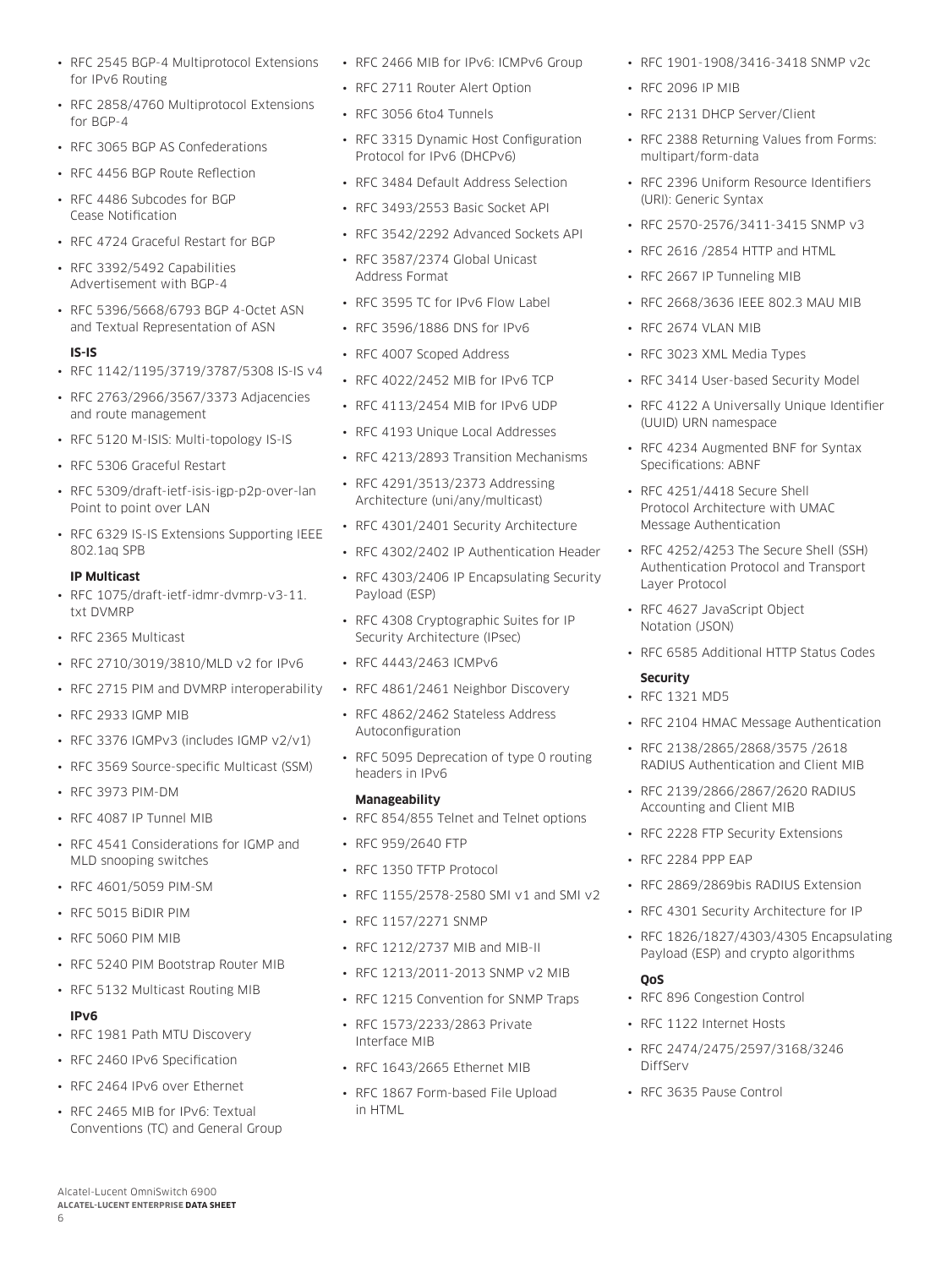- RFC 2545 BGP-4 Multiprotocol Extensions for IPv6 Routing
- RFC 2858/4760 Multiprotocol Extensions for BGP-4
- RFC 3065 BGP AS Confederations
- RFC 4456 BGP Route Reflection
- RFC 4486 Subcodes for BGP Cease Notification
- RFC 4724 Graceful Restart for BGP
- RFC 3392/5492 Capabilities Advertisement with BGP-4
- RFC 5396/5668/6793 BGP 4-Octet ASN and Textual Representation of ASN

**IS-IS**

- RFC 1142/1195/3719/3787/5308 IS-IS v4
- RFC 2763/2966/3567/3373 Adjacencies and route management
- RFC 5120 M-ISIS: Multi-topology IS-IS
- RFC 5306 Graceful Restart
- RFC 5309/draft-ietf-isis-igp-p2p-over-lan Point to point over LAN
- RFC 6329 IS-IS Extensions Supporting IEEE 802.1aq SPB

**IP Multicast**

- RFC 1075/draft-ietf-idmr-dvmrp-v3-11.txt DVMRP
- RFC 2365 Multicast
- RFC 2710/3019/3810/MLD v2 for IPv6
- RFC 2715 PIM and DVMRP interoperability
- RFC 2933 IGMP MIB
- RFC 3376 IGMPv3 (includes IGMP v2/v1)
- RFC 3569 Source-specific Multicast (SSM)
- RFC 3973 PIM-DM
- RFC 4087 IP Tunnel MIB
- RFC 4541 Considerations for IGMP and MLD snooping switches
- RFC 4601/5059 PIM-SM
- RFC 5015 BiDIR PIM
- RFC 5060 PIM MIB
- RFC 5240 PIM Bootstrap Router MIB
- RFC 5132 Multicast Routing MIB

**IPv6**

- RFC 1981 Path MTU Discovery
- RFC 2460 IPv6 Specification
- RFC 2464 IPv6 over Ethernet
- RFC 2465 MIB for IPv6: Textual Conventions (TC) and General Group
- RFC 2466 MIB for IPv6: ICMPv6 Group
- RFC 2711 Router Alert Option
- RFC 3056 6to4 Tunnels
- RFC 3315 Dynamic Host Configuration Protocol for IPv6 (DHCPv6)
- RFC 3484 Default Address Selection
- RFC 3493/2553 Basic Socket API
- RFC 3542/2292 Advanced Sockets API
- RFC 3587/2374 Global Unicast Address Format
- RFC 3595 TC for IPv6 Flow Label
- RFC 3596/1886 DNS for IPv6
- RFC 4007 Scoped Address
- RFC 4022/2452 MIB for IPv6 TCP
- RFC 4113/2454 MIB for IPv6 UDP
- RFC 4193 Unique Local Addresses
- RFC 4213/2893 Transition Mechanisms
- RFC 4291/3513/2373 Addressing Architecture (uni/any/multicast)
- RFC 4301/2401 Security Architecture
- RFC 4302/2402 IP Authentication Header
- RFC 4303/2406 IP Encapsulating Security Payload (ESP)
- RFC 4308 Cryptographic Suites for IP Security Architecture (IPsec)
- RFC 4443/2463 ICMPv6
- RFC 4861/2461 Neighbor Discovery
- RFC 4862/2462 Stateless Address Autoconfiguration
- RFC 5095 Deprecation of type 0 routing headers in IPv6

**Manageability**

- RFC 854/855 Telnet and Telnet options
- RFC 959/2640 FTP
- RFC 1350 TFTP Protocol
- RFC 1155/2578-2580 SMI v1 and SMI v2
- RFC 1157/2271 SNMP
- RFC 1212/2737 MIB and MIB-II
- RFC 1213/2011-2013 SNMP v2 MIB
- RFC 1215 Convention for SNMP Traps
- RFC 1573/2233/2863 Private Interface MIB
- RFC 1643/2665 Ethernet MIB
- RFC 1867 Form-based File Upload in HTML
- RFC 1901-1908/3416-3418 SNMP v2c
- RFC 2096 IP MIB
- RFC 2131 DHCP Server/Client
- RFC 2388 Returning Values from Forms: multipart/form-data
- RFC 2396 Uniform Resource Identifiers (URI): Generic Syntax
- RFC 2570-2576/3411-3415 SNMP v3
- RFC 2616 /2854 HTTP and HTML
- RFC 2667 IP Tunneling MIB
- RFC 2668/3636 IEEE 802.3 MAU MIB
- RFC 2674 VLAN MIB
- RFC 3023 XML Media Types
- RFC 3414 User-based Security Model
- RFC 4122 A Universally Unique Identifier (UUID) URN namespace
- RFC 4234 Augmented BNF for Syntax Specifications: ABNF
- RFC 4251/4418 Secure Shell Protocol Architecture with UMAC Message Authentication
- RFC 4252/4253 The Secure Shell (SSH) Authentication Protocol and Transport Layer Protocol
- RFC 4627 JavaScript Object Notation (JSON)
- RFC 6585 Additional HTTP Status Codes

**Security**

- RFC 1321 MD5
- RFC 2104 HMAC Message Authentication
- RFC 2138/2865/2868/3575 /2618 RADIUS Authentication and Client MIB
- RFC 2139/2866/2867/2620 RADIUS Accounting and Client MIB
- RFC 2228 FTP Security Extensions
- RFC 2284 PPP EAP
- RFC 2869/2869bis RADIUS Extension
- RFC 4301 Security Architecture for IP
- RFC 1826/1827/4303/4305 Encapsulating Payload (ESP) and crypto algorithms

**QoS**

- RFC 896 Congestion Control
- RFC 1122 Internet Hosts
- RFC 2474/2475/2597/3168/3246 DiffServ
- RFC 3635 Pause Control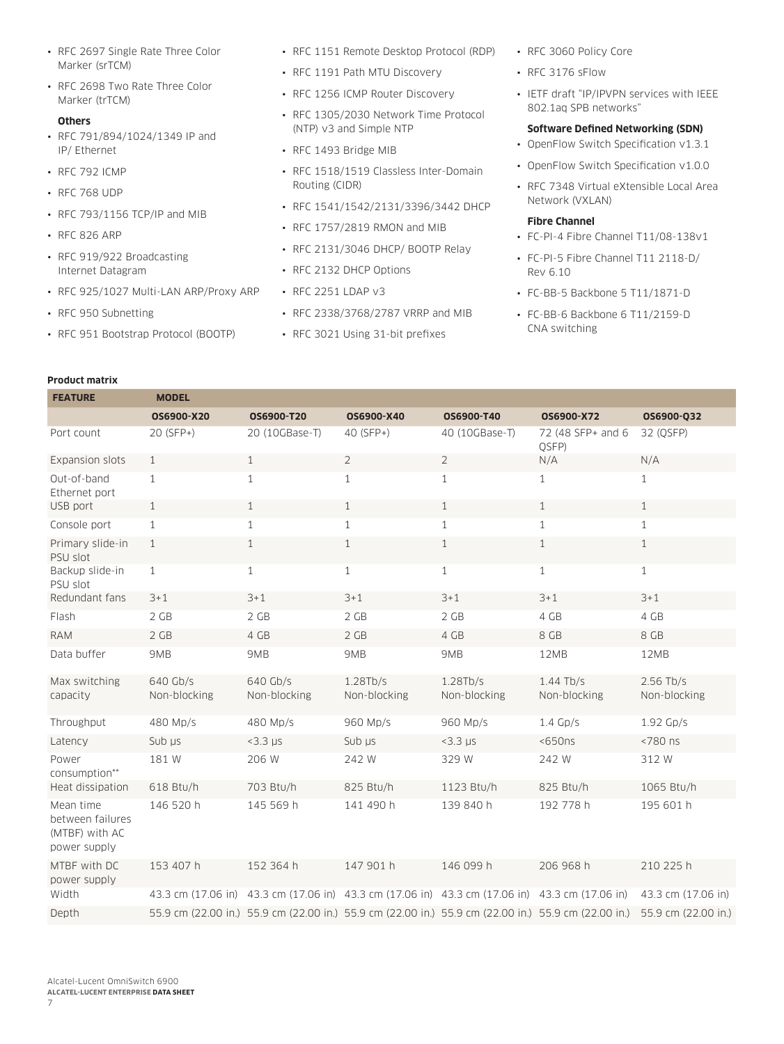- RFC 2697 Single Rate Three Color Marker (srTCM)
- RFC 2698 Two Rate Three Color Marker (trTCM)

**Others**

- RFC 791/894/1024/1349 IP and IP/ Ethernet
- RFC 792 ICMP
- RFC 768 UDP
- RFC 793/1156 TCP/IP and MIB
- RFC 826 ARP
- RFC 919/922 Broadcasting Internet Datagram
- RFC 925/1027 Multi-LAN ARP/Proxy ARP
- RFC 950 Subnetting
- RFC 951 Bootstrap Protocol (BOOTP)
- RFC 1151 Remote Desktop Protocol (RDP)
- RFC 1191 Path MTU Discovery
- RFC 1256 ICMP Router Discovery
- RFC 1305/2030 Network Time Protocol (NTP) v3 and Simple NTP
- RFC 1493 Bridge MIB
- RFC 1518/1519 Classless Inter-Domain Routing (CIDR)
- RFC 1541/1542/2131/3396/3442 DHCP
- RFC 1757/2819 RMON and MIB
- RFC 2131/3046 DHCP/ BOOTP Relay
- RFC 2132 DHCP Options
- RFC 2251 LDAP v3
- RFC 2338/3768/2787 VRRP and MIB
- RFC 3021 Using 31-bit prefixes
- RFC 3060 Policy Core
- RFC 3176 sFlow
- IETF draft "IP/IPVPN services with IEEE 802.1aq SPB networks"

**Software Defined Networking (SDN)**

- OpenFlow Switch Specification v1.3.1
- OpenFlow Switch Specification v1.0.0
- RFC 7348 Virtual eXtensible Local Area Network (VXLAN)

**Fibre Channel**

- FC-PI-4 Fibre Channel T11/08-138v1
- FC-PI-5 Fibre Channel T11 2118-D/ Rev 6.10
- FC-BB-5 Backbone 5 T11/1871-D
- FC-BB-6 Backbone 6 T11/2159-D CNA switching

**Product matrix**

| FEATURE | MODEL | | | | | |
|---|---|---|---|---|---|---|
| | OS6900-X20 | OS6900-T20 | OS6900-X40 | OS6900-T40 | OS6900-X72 | OS6900-Q32 |
| Port count | 20 (SFP+) | 20 (10GBase-T) | 40 (SFP+) | 40 (10GBase-T) | 72 (48 SFP+ and 6 QSFP) | 32 (QSFP) |
| Expansion slots | 1 | 1 | 2 | 2 | N/A | N/A |
| Out-of-band Ethernet port | 1 | 1 | 1 | 1 | 1 | 1 |
| USB port | 1 | 1 | 1 | 1 | 1 | 1 |
| Console port | 1 | 1 | 1 | 1 | 1 | 1 |
| Primary slide-in PSU slot | 1 | 1 | 1 | 1 | 1 | 1 |
| Backup slide-in PSU slot | 1 | 1 | 1 | 1 | 1 | 1 |
| Redundant fans | 3+1 | 3+1 | 3+1 | 3+1 | 3+1 | 3+1 |
| Flash | 2 GB | 2 GB | 2 GB | 2 GB | 4 GB | 4 GB |
| RAM | 2 GB | 4 GB | 2 GB | 4 GB | 8 GB | 8 GB |
| Data buffer | 9MB | 9MB | 9MB | 9MB | 12MB | 12MB |
| Max switching capacity | 640 Gb/s Non-blocking | 640 Gb/s Non-blocking | 1.28Tb/s Non-blocking | 1.28Tb/s Non-blocking | 1.44 Tb/s Non-blocking | 2.56 Tb/s Non-blocking |
| Throughput | 480 Mp/s | 480 Mp/s | 960 Mp/s | 960 Mp/s | 1.4 Gp/s | 1.92 Gp/s |
| Latency | Sub µs | <3.3 µs | Sub µs | <3.3 µs | <650ns | <780 ns |
| Power consumption** | 181 W | 206 W | 242 W | 329 W | 242 W | 312 W |
| Heat dissipation | 618 Btu/h | 703 Btu/h | 825 Btu/h | 1123 Btu/h | 825 Btu/h | 1065 Btu/h |
| Mean time between failures (MTBF) with AC power supply | 146 520 h | 145 569 h | 141 490 h | 139 840 h | 192 778 h | 195 601 h |
| MTBF with DC power supply | 153 407 h | 152 364 h | 147 901 h | 146 099 h | 206 968 h | 210 225 h |
| Width | 43.3 cm (17.06 in) | 43.3 cm (17.06 in) | 43.3 cm (17.06 in) | 43.3 cm (17.06 in) | 43.3 cm (17.06 in) | 43.3 cm (17.06 in) |
| Depth | 55.9 cm (22.00 in.) | 55.9 cm (22.00 in.) | 55.9 cm (22.00 in.) | 55.9 cm (22.00 in.) | 55.9 cm (22.00 in.) | 55.9 cm (22.00 in.) |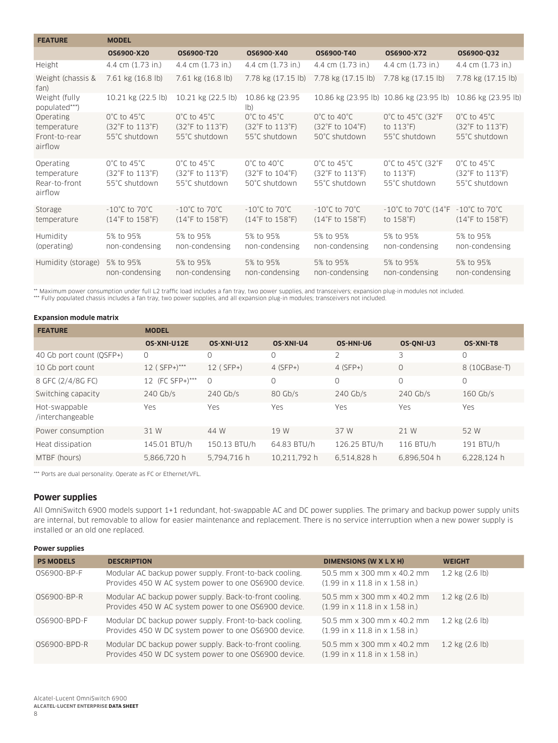| FEATURE | MODEL | | | | | |
|---|---|---|---|---|---|---|
| | OS6900-X20 | OS6900-T20 | OS6900-X40 | OS6900-T40 | OS6900-X72 | OS6900-Q32 |
| Height | 4.4 cm (1.73 in.) | 4.4 cm (1.73 in.) | 4.4 cm (1.73 in.) | 4.4 cm (1.73 in.) | 4.4 cm (1.73 in.) | 4.4 cm (1.73 in.) |
| Weight (chassis & fan) | 7.61 kg (16.8 lb) | 7.61 kg (16.8 lb) | 7.78 kg (17.15 lb) | 7.78 kg (17.15 lb) | 7.78 kg (17.15 lb) | 7.78 kg (17.15 lb) |
| Weight (fully populated***) | 10.21 kg (22.5 lb) | 10.21 kg (22.5 lb) | 10.86 kg (23.95 lb) | 10.86 kg (23.95 lb) | 10.86 kg (23.95 lb) | 10.86 kg (23.95 lb) |
| Operating temperature Front-to-rear airflow | 0°C to 45°C (32°F to 113°F) 55°C shutdown | 0°C to 45°C (32°F to 113°F) 55°C shutdown | 0°C to 45°C (32°F to 113°F) 55°C shutdown | 0°C to 40°C (32°F to 104°F) 50°C shutdown | 0°C to 45°C (32°F to 113°F) 55°C shutdown | 0°C to 45°C (32°F to 113°F) 55°C shutdown |
| Operating temperature Rear-to-front airflow | 0°C to 45°C (32°F to 113°F) 55°C shutdown | 0°C to 45°C (32°F to 113°F) 55°C shutdown | 0°C to 40°C (32°F to 104°F) 50°C shutdown | 0°C to 45°C (32°F to 113°F) 55°C shutdown | 0°C to 45°C (32°F to 113°F) 55°C shutdown | 0°C to 45°C (32°F to 113°F) 55°C shutdown |
| Storage temperature | -10°C to 70°C (14°F to 158°F) | -10°C to 70°C (14°F to 158°F) | -10°C to 70°C (14°F to 158°F) | -10°C to 70°C (14°F to 158°F) | -10°C to 70°C (14°F to 158°F) | -10°C to 70°C (14°F to 158°F) |
| Humidity (operating) | 5% to 95% non-condensing | 5% to 95% non-condensing | 5% to 95% non-condensing | 5% to 95% non-condensing | 5% to 95% non-condensing | 5% to 95% non-condensing |
| Humidity (storage) | 5% to 95% non-condensing | 5% to 95% non-condensing | 5% to 95% non-condensing | 5% to 95% non-condensing | 5% to 95% non-condensing | 5% to 95% non-condensing |

** Maximum power consumption under full L2 traffic load includes a fan tray, two power supplies, and transceivers; expansion plug-in modules not included.
*** Fully populated chassis includes a fan tray, two power supplies, and all expansion plug-in modules; transceivers not included.

**Expansion module matrix**

| FEATURE | MODEL | | | | | |
|---|---|---|---|---|---|---|
| | OS-XNI-U12E | OS-XNI-U12 | OS-XNI-U4 | OS-HNI-U6 | OS-QNI-U3 | OS-XNI-T8 |
| 40 Gb port count (QSFP+) | 0 | 0 | 0 | 2 | 3 | 0 |
| 10 Gb port count | 12 ( SFP+)*** | 12 ( SFP+) | 4 (SFP+) | 4 (SFP+) | 0 | 8 (10GBase-T) |
| 8 GFC (2/4/8G FC) | 12 (FC SFP+)*** | 0 | 0 | 0 | 0 | 0 |
| Switching capacity | 240 Gb/s | 240 Gb/s | 80 Gb/s | 240 Gb/s | 240 Gb/s | 160 Gb/s |
| Hot-swappable /interchangeable | Yes | Yes | Yes | Yes | Yes | Yes |
| Power consumption | 31 W | 44 W | 19 W | 37 W | 21 W | 52 W |
| Heat dissipation | 145.01 BTU/h | 150.13 BTU/h | 64.83 BTU/h | 126.25 BTU/h | 116 BTU/h | 191 BTU/h |
| MTBF (hours) | 5,866,720 h | 5,794,716 h | 10,211,792 h | 6,514,828 h | 6,896,504 h | 6,228,124 h |

*** Ports are dual personality. Operate as FC or Ethernet/VFL.

## Power supplies

All OmniSwitch 6900 models support 1+1 redundant, hot-swappable AC and DC power supplies. The primary and backup power supply units are internal, but removable to allow for easier maintenance and replacement. There is no service interruption when a new power supply is installed or an old one replaced.

**Power supplies**

| PS MODELS | DESCRIPTION | DIMENSIONS (W X L X H) | WEIGHT |
|---|---|---|---|
| OS6900-BP-F | Modular AC backup power supply. Front-to-back cooling. Provides 450 W AC system power to one OS6900 device. | 50.5 mm x 300 mm x 40.2 mm (1.99 in x 11.8 in x 1.58 in.) | 1.2 kg (2.6 lb) |
| OS6900-BP-R | Modular AC backup power supply. Back-to-front cooling. Provides 450 W AC system power to one OS6900 device. | 50.5 mm x 300 mm x 40.2 mm (1.99 in x 11.8 in x 1.58 in.) | 1.2 kg (2.6 lb) |
| OS6900-BPD-F | Modular DC backup power supply. Front-to-back cooling. Provides 450 W DC system power to one OS6900 device. | 50.5 mm x 300 mm x 40.2 mm (1.99 in x 11.8 in x 1.58 in.) | 1.2 kg (2.6 lb) |
| OS6900-BPD-R | Modular DC backup power supply. Back-to-front cooling. Provides 450 W DC system power to one OS6900 device. | 50.5 mm x 300 mm x 40.2 mm (1.99 in x 11.8 in x 1.58 in.) | 1.2 kg (2.6 lb) |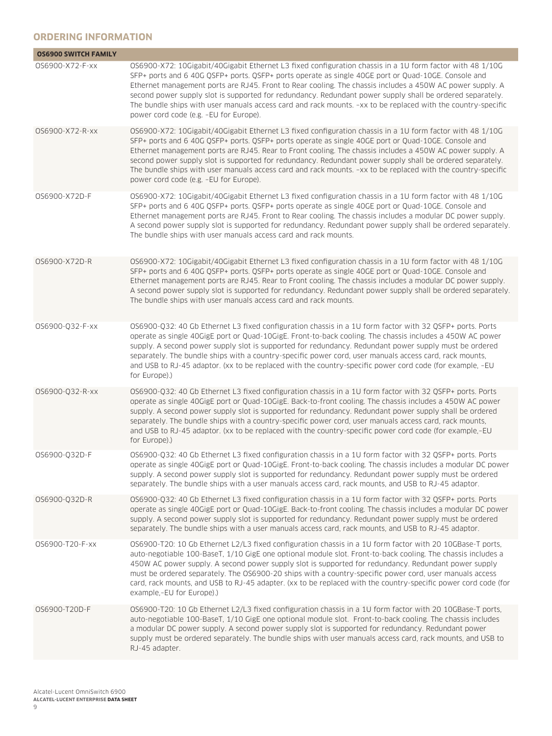## ORDERING INFORMATION

| OS6900 SWITCH FAMILY | |
|---|---|
| OS6900-X72-F-xx | OS6900-X72: 10Gigabit/40Gigabit Ethernet L3 fixed configuration chassis in a 1U form factor with 48 1/10G SFP+ ports and 6 40G QSFP+ ports. QSFP+ ports operate as single 40GE port or Quad-10GE. Console and Ethernet management ports are RJ45. Front to Rear cooling. The chassis includes a 450W AC power supply. A second power supply slot is supported for redundancy. Redundant power supply shall be ordered separately. The bundle ships with user manuals access card and rack mounts. –xx to be replaced with the country-specific power cord code (e.g. –EU for Europe). |
| OS6900-X72-R-xx | OS6900-X72: 10Gigabit/40Gigabit Ethernet L3 fixed configuration chassis in a 1U form factor with 48 1/10G SFP+ ports and 6 40G QSFP+ ports. QSFP+ ports operate as single 40GE port or Quad-10GE. Console and Ethernet management ports are RJ45. Rear to Front cooling. The chassis includes a 450W AC power supply. A second power supply slot is supported for redundancy. Redundant power supply shall be ordered separately. The bundle ships with user manuals access card and rack mounts. –xx to be replaced with the country-specific power cord code (e.g. –EU for Europe). |
| OS6900-X72D-F | OS6900-X72: 10Gigabit/40Gigabit Ethernet L3 fixed configuration chassis in a 1U form factor with 48 1/10G SFP+ ports and 6 40G QSFP+ ports. QSFP+ ports operate as single 40GE port or Quad-10GE. Console and Ethernet management ports are RJ45. Front to Rear cooling. The chassis includes a modular DC power supply. A second power supply slot is supported for redundancy. Redundant power supply shall be ordered separately. The bundle ships with user manuals access card and rack mounts. |
| OS6900-X72D-R | OS6900-X72: 10Gigabit/40Gigabit Ethernet L3 fixed configuration chassis in a 1U form factor with 48 1/10G SFP+ ports and 6 40G QSFP+ ports. QSFP+ ports operate as single 40GE port or Quad-10GE. Console and Ethernet management ports are RJ45. Rear to Front cooling. The chassis includes a modular DC power supply. A second power supply slot is supported for redundancy. Redundant power supply shall be ordered separately. The bundle ships with user manuals access card and rack mounts. |
| OS6900-Q32-F-xx | OS6900-Q32: 40 Gb Ethernet L3 fixed configuration chassis in a 1U form factor with 32 QSFP+ ports. Ports operate as single 40GigE port or Quad-10GigE. Front-to-back cooling. The chassis includes a 450W AC power supply. A second power supply slot is supported for redundancy. Redundant power supply must be ordered separately. The bundle ships with a country-specific power cord, user manuals access card, rack mounts, and USB to RJ-45 adaptor. (xx to be replaced with the country-specific power cord code (for example, –EU for Europe).) |
| OS6900-Q32-R-xx | OS6900-Q32: 40 Gb Ethernet L3 fixed configuration chassis in a 1U form factor with 32 QSFP+ ports. Ports operate as single 40GigE port or Quad-10GigE. Back-to-front cooling. The chassis includes a 450W AC power supply. A second power supply slot is supported for redundancy. Redundant power supply shall be ordered separately. The bundle ships with a country-specific power cord, user manuals access card, rack mounts, and USB to RJ-45 adaptor. (xx to be replaced with the country-specific power cord code (for example,–EU for Europe).) |
| OS6900-Q32D-F | OS6900-Q32: 40 Gb Ethernet L3 fixed configuration chassis in a 1U form factor with 32 QSFP+ ports. Ports operate as single 40GigE port or Quad-10GigE. Front-to-back cooling. The chassis includes a modular DC power supply. A second power supply slot is supported for redundancy. Redundant power supply must be ordered separately. The bundle ships with a user manuals access card, rack mounts, and USB to RJ-45 adaptor. |
| OS6900-Q32D-R | OS6900-Q32: 40 Gb Ethernet L3 fixed configuration chassis in a 1U form factor with 32 QSFP+ ports. Ports operate as single 40GigE port or Quad-10GigE. Back-to-front cooling. The chassis includes a modular DC power supply. A second power supply slot is supported for redundancy. Redundant power supply must be ordered separately. The bundle ships with a user manuals access card, rack mounts, and USB to RJ-45 adaptor. |
| OS6900-T20-F-xx | OS6900-T20: 10 Gb Ethernet L2/L3 fixed configuration chassis in a 1U form factor with 20 10GBase-T ports, auto-negotiable 100-BaseT, 1/10 GigE one optional module slot. Front-to-back cooling. The chassis includes a 450W AC power supply. A second power supply slot is supported for redundancy. Redundant power supply must be ordered separately. The OS6900-20 ships with a country-specific power cord, user manuals access card, rack mounts, and USB to RJ-45 adapter. (xx to be replaced with the country-specific power cord code (for example,–EU for Europe).) |
| OS6900-T20D-F | OS6900-T20: 10 Gb Ethernet L2/L3 fixed configuration chassis in a 1U form factor with 20 10GBase-T ports, auto-negotiable 100-BaseT, 1/10 GigE one optional module slot. Front-to-back cooling. The chassis includes a modular DC power supply. A second power supply slot is supported for redundancy. Redundant power supply must be ordered separately. The bundle ships with user manuals access card, rack mounts, and USB to RJ-45 adapter. |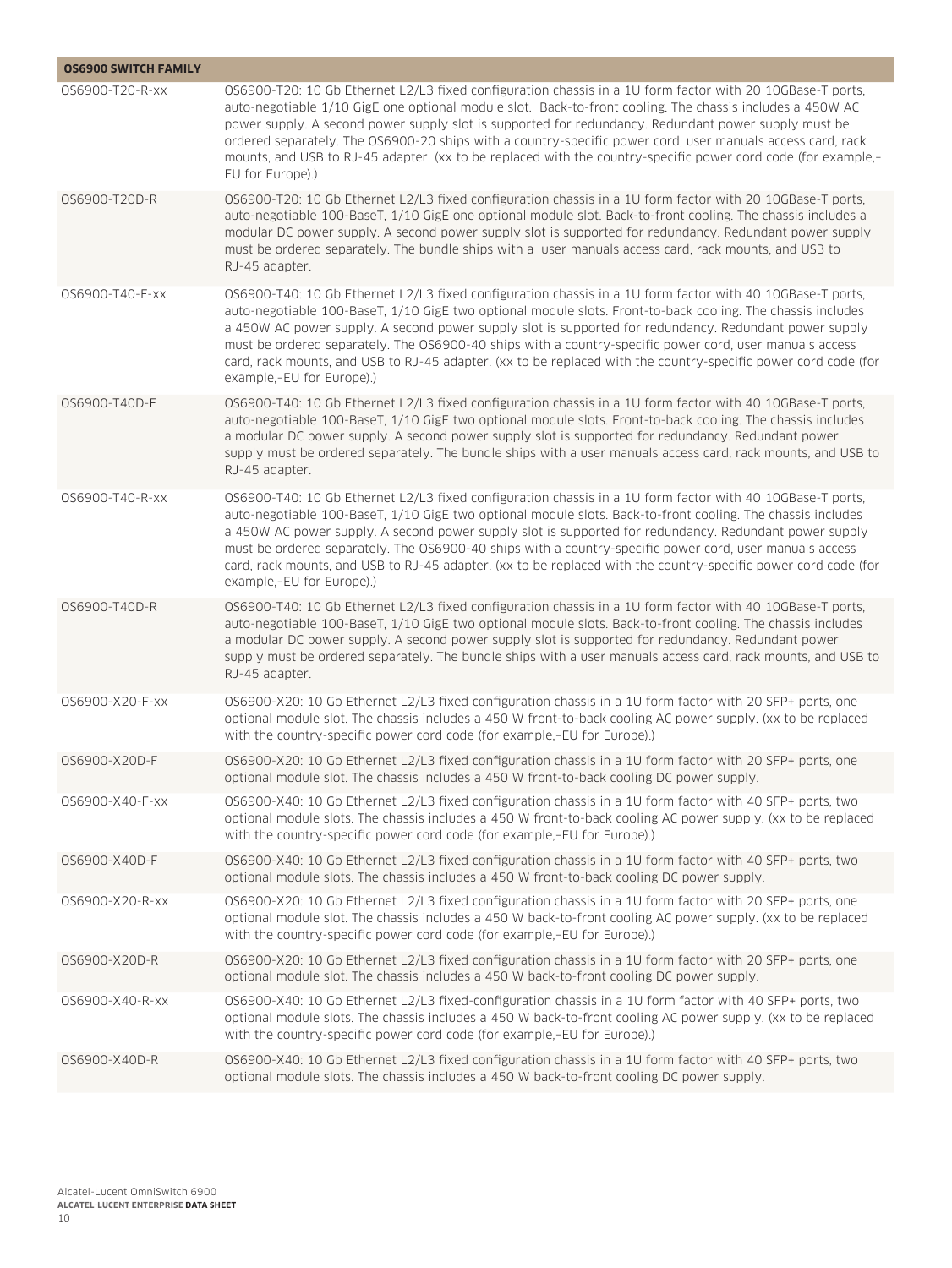| OS6900 SWITCH FAMILY | |
|---|---|
| OS6900-T20-R-xx | OS6900-T20: 10 Gb Ethernet L2/L3 fixed configuration chassis in a 1U form factor with 20 10GBase-T ports, auto-negotiable 1/10 GigE one optional module slot. Back-to-front cooling. The chassis includes a 450W AC power supply. A second power supply slot is supported for redundancy. Redundant power supply must be ordered separately. The OS6900-20 ships with a country-specific power cord, user manuals access card, rack mounts, and USB to RJ-45 adapter. (xx to be replaced with the country-specific power cord code (for example,–EU for Europe).) |
| OS6900-T20D-R | OS6900-T20: 10 Gb Ethernet L2/L3 fixed configuration chassis in a 1U form factor with 20 10GBase-T ports, auto-negotiable 100-BaseT, 1/10 GigE one optional module slot. Back-to-front cooling. The chassis includes a modular DC power supply. A second power supply slot is supported for redundancy. Redundant power supply must be ordered separately. The bundle ships with a user manuals access card, rack mounts, and USB to RJ-45 adapter. |
| OS6900-T40-F-xx | OS6900-T40: 10 Gb Ethernet L2/L3 fixed configuration chassis in a 1U form factor with 40 10GBase-T ports, auto-negotiable 100-BaseT, 1/10 GigE two optional module slots. Front-to-back cooling. The chassis includes a 450W AC power supply. A second power supply slot is supported for redundancy. Redundant power supply must be ordered separately. The OS6900-40 ships with a country-specific power cord, user manuals access card, rack mounts, and USB to RJ-45 adapter. (xx to be replaced with the country-specific power cord code (for example,–EU for Europe).) |
| OS6900-T40D-F | OS6900-T40: 10 Gb Ethernet L2/L3 fixed configuration chassis in a 1U form factor with 40 10GBase-T ports, auto-negotiable 100-BaseT, 1/10 GigE two optional module slots. Front-to-back cooling. The chassis includes a modular DC power supply. A second power supply slot is supported for redundancy. Redundant power supply must be ordered separately. The bundle ships with a user manuals access card, rack mounts, and USB to RJ-45 adapter. |
| OS6900-T40-R-xx | OS6900-T40: 10 Gb Ethernet L2/L3 fixed configuration chassis in a 1U form factor with 40 10GBase-T ports, auto-negotiable 100-BaseT, 1/10 GigE two optional module slots. Back-to-front cooling. The chassis includes a 450W AC power supply. A second power supply slot is supported for redundancy. Redundant power supply must be ordered separately. The OS6900-40 ships with a country-specific power cord, user manuals access card, rack mounts, and USB to RJ-45 adapter. (xx to be replaced with the country-specific power cord code (for example,–EU for Europe).) |
| OS6900-T40D-R | OS6900-T40: 10 Gb Ethernet L2/L3 fixed configuration chassis in a 1U form factor with 40 10GBase-T ports, auto-negotiable 100-BaseT, 1/10 GigE two optional module slots. Back-to-front cooling. The chassis includes a modular DC power supply. A second power supply slot is supported for redundancy. Redundant power supply must be ordered separately. The bundle ships with a user manuals access card, rack mounts, and USB to RJ-45 adapter. |
| OS6900-X20-F-xx | OS6900-X20: 10 Gb Ethernet L2/L3 fixed configuration chassis in a 1U form factor with 20 SFP+ ports, one optional module slot. The chassis includes a 450 W front-to-back cooling AC power supply. (xx to be replaced with the country-specific power cord code (for example,–EU for Europe).) |
| OS6900-X20D-F | OS6900-X20: 10 Gb Ethernet L2/L3 fixed configuration chassis in a 1U form factor with 20 SFP+ ports, one optional module slot. The chassis includes a 450 W front-to-back cooling DC power supply. |
| OS6900-X40-F-xx | OS6900-X40: 10 Gb Ethernet L2/L3 fixed configuration chassis in a 1U form factor with 40 SFP+ ports, two optional module slots. The chassis includes a 450 W front-to-back cooling AC power supply. (xx to be replaced with the country-specific power cord code (for example,–EU for Europe).) |
| OS6900-X40D-F | OS6900-X40: 10 Gb Ethernet L2/L3 fixed configuration chassis in a 1U form factor with 40 SFP+ ports, two optional module slots. The chassis includes a 450 W front-to-back cooling DC power supply. |
| OS6900-X20-R-xx | OS6900-X20: 10 Gb Ethernet L2/L3 fixed configuration chassis in a 1U form factor with 20 SFP+ ports, one optional module slot. The chassis includes a 450 W back-to-front cooling AC power supply. (xx to be replaced with the country-specific power cord code (for example,–EU for Europe).) |
| OS6900-X20D-R | OS6900-X20: 10 Gb Ethernet L2/L3 fixed configuration chassis in a 1U form factor with 20 SFP+ ports, one optional module slot. The chassis includes a 450 W back-to-front cooling DC power supply. |
| OS6900-X40-R-xx | OS6900-X40: 10 Gb Ethernet L2/L3 fixed-configuration chassis in a 1U form factor with 40 SFP+ ports, two optional module slots. The chassis includes a 450 W back-to-front cooling AC power supply. (xx to be replaced with the country-specific power cord code (for example,–EU for Europe).) |
| OS6900-X40D-R | OS6900-X40: 10 Gb Ethernet L2/L3 fixed configuration chassis in a 1U form factor with 40 SFP+ ports, two optional module slots. The chassis includes a 450 W back-to-front cooling DC power supply. |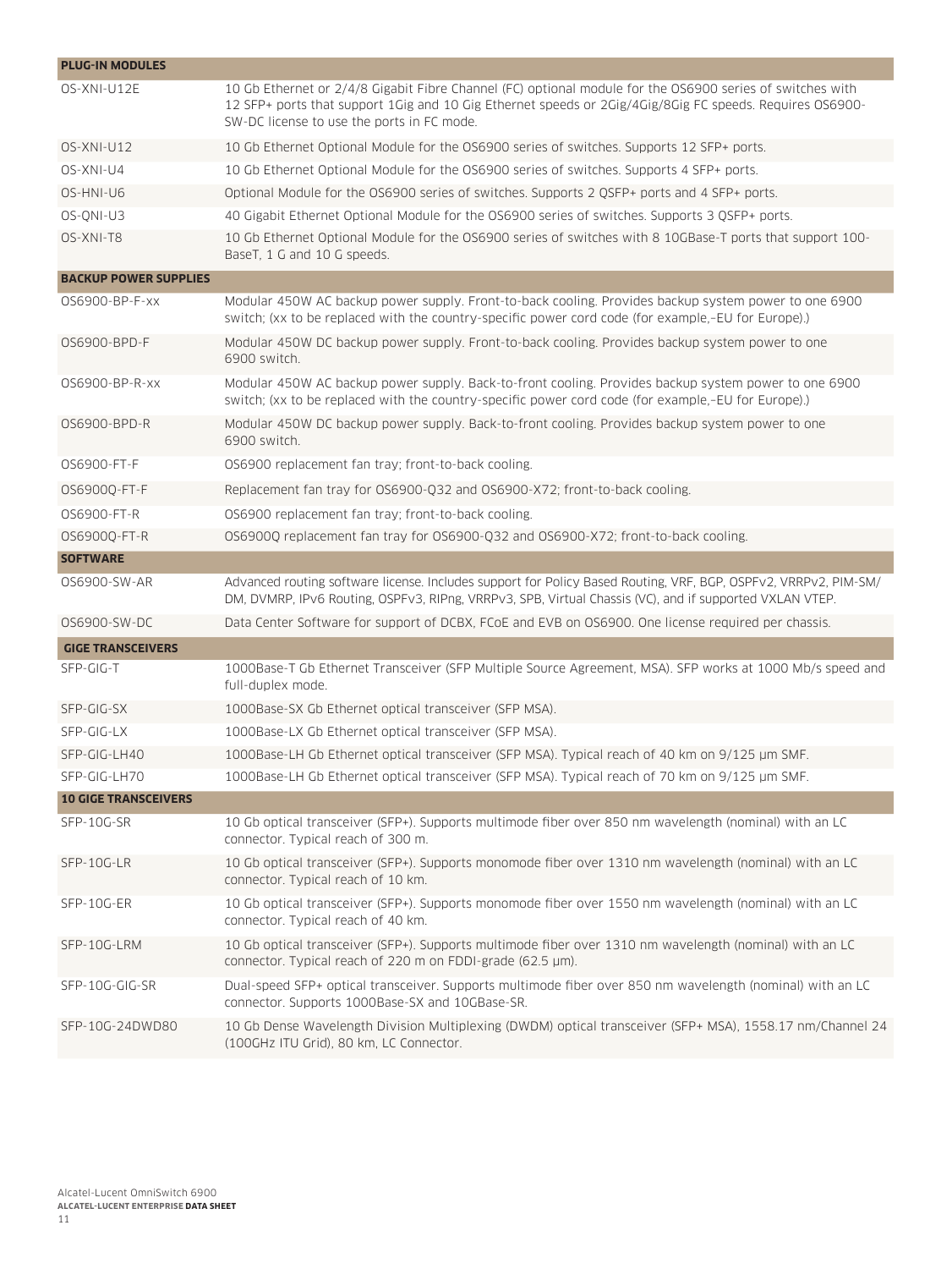| PLUG-IN MODULES | |
|---|---|
| OS-XNI-U12E | 10 Gb Ethernet or 2/4/8 Gigabit Fibre Channel (FC) optional module for the OS6900 series of switches with 12 SFP+ ports that support 1Gig and 10 Gig Ethernet speeds or 2Gig/4Gig/8Gig FC speeds. Requires OS6900-SW-DC license to use the ports in FC mode. |
| OS-XNI-U12 | 10 Gb Ethernet Optional Module for the OS6900 series of switches. Supports 12 SFP+ ports. |
| OS-XNI-U4 | 10 Gb Ethernet Optional Module for the OS6900 series of switches. Supports 4 SFP+ ports. |
| OS-HNI-U6 | Optional Module for the OS6900 series of switches. Supports 2 QSFP+ ports and 4 SFP+ ports. |
| OS-QNI-U3 | 40 Gigabit Ethernet Optional Module for the OS6900 series of switches. Supports 3 QSFP+ ports. |
| OS-XNI-T8 | 10 Gb Ethernet Optional Module for the OS6900 series of switches with 8 10GBase-T ports that support 100-BaseT, 1 G and 10 G speeds. |
| **BACKUP POWER SUPPLIES** | |
| OS6900-BP-F-xx | Modular 450W AC backup power supply. Front-to-back cooling. Provides backup system power to one 6900 switch; (xx to be replaced with the country-specific power cord code (for example,–EU for Europe).) |
| OS6900-BPD-F | Modular 450W DC backup power supply. Front-to-back cooling. Provides backup system power to one 6900 switch. |
| OS6900-BP-R-xx | Modular 450W AC backup power supply. Back-to-front cooling. Provides backup system power to one 6900 switch; (xx to be replaced with the country-specific power cord code (for example,–EU for Europe).) |
| OS6900-BPD-R | Modular 450W DC backup power supply. Back-to-front cooling. Provides backup system power to one 6900 switch. |
| OS6900-FT-F | OS6900 replacement fan tray; front-to-back cooling. |
| OS6900Q-FT-F | Replacement fan tray for OS6900-Q32 and OS6900-X72; front-to-back cooling. |
| OS6900-FT-R | OS6900 replacement fan tray; front-to-back cooling. |
| OS6900Q-FT-R | OS6900Q replacement fan tray for OS6900-Q32 and OS6900-X72; front-to-back cooling. |
| **SOFTWARE** | |
| OS6900-SW-AR | Advanced routing software license. Includes support for Policy Based Routing, VRF, BGP, OSPFv2, VRRPv2, PIM-SM/DM, DVMRP, IPv6 Routing, OSPFv3, RIPng, VRRPv3, SPB, Virtual Chassis (VC), and if supported VXLAN VTEP. |
| OS6900-SW-DC | Data Center Software for support of DCBX, FCoE and EVB on OS6900. One license required per chassis. |
| **GIGE TRANSCEIVERS** | |
| SFP-GIG-T | 1000Base-T Gb Ethernet Transceiver (SFP Multiple Source Agreement, MSA). SFP works at 1000 Mb/s speed and full-duplex mode. |
| SFP-GIG-SX | 1000Base-SX Gb Ethernet optical transceiver (SFP MSA). |
| SFP-GIG-LX | 1000Base-LX Gb Ethernet optical transceiver (SFP MSA). |
| SFP-GIG-LH40 | 1000Base-LH Gb Ethernet optical transceiver (SFP MSA). Typical reach of 40 km on 9/125 µm SMF. |
| SFP-GIG-LH70 | 1000Base-LH Gb Ethernet optical transceiver (SFP MSA). Typical reach of 70 km on 9/125 µm SMF. |
| **10 GIGE TRANSCEIVERS** | |
| SFP-10G-SR | 10 Gb optical transceiver (SFP+). Supports multimode fiber over 850 nm wavelength (nominal) with an LC connector. Typical reach of 300 m. |
| SFP-10G-LR | 10 Gb optical transceiver (SFP+). Supports monomode fiber over 1310 nm wavelength (nominal) with an LC connector. Typical reach of 10 km. |
| SFP-10G-ER | 10 Gb optical transceiver (SFP+). Supports monomode fiber over 1550 nm wavelength (nominal) with an LC connector. Typical reach of 40 km. |
| SFP-10G-LRM | 10 Gb optical transceiver (SFP+). Supports multimode fiber over 1310 nm wavelength (nominal) with an LC connector. Typical reach of 220 m on FDDI-grade (62.5 µm). |
| SFP-10G-GIG-SR | Dual-speed SFP+ optical transceiver. Supports multimode fiber over 850 nm wavelength (nominal) with an LC connector. Supports 1000Base-SX and 10GBase-SR. |
| SFP-10G-24DWD80 | 10 Gb Dense Wavelength Division Multiplexing (DWDM) optical transceiver (SFP+ MSA), 1558.17 nm/Channel 24 (100GHz ITU Grid), 80 km, LC Connector. |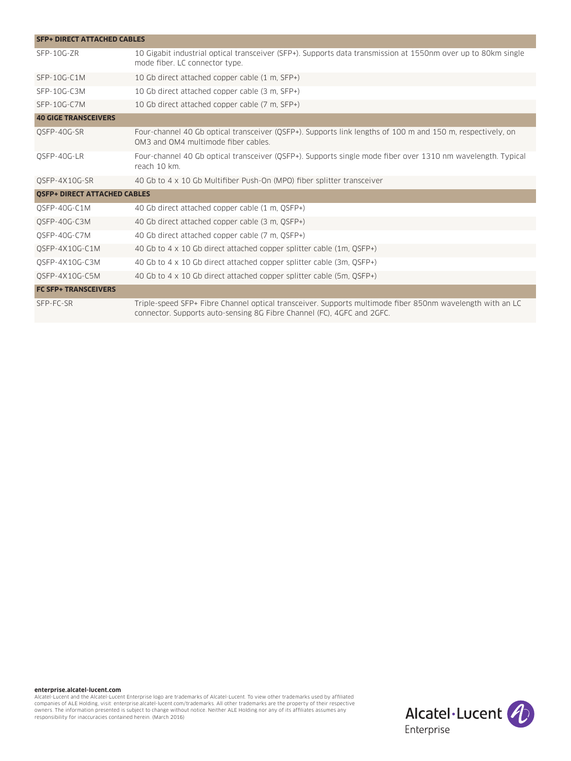| | |
|---|---|
| **SFP+ DIRECT ATTACHED CABLES** | |
| SFP-10G-ZR | 10 Gigabit industrial optical transceiver (SFP+). Supports data transmission at 1550nm over up to 80km single mode fiber. LC connector type. |
| SFP-10G-C1M | 10 Gb direct attached copper cable (1 m, SFP+) |
| SFP-10G-C3M | 10 Gb direct attached copper cable (3 m, SFP+) |
| SFP-10G-C7M | 10 Gb direct attached copper cable (7 m, SFP+) |
| **40 GIGE TRANSCEIVERS** | |
| QSFP-40G-SR | Four-channel 40 Gb optical transceiver (QSFP+). Supports link lengths of 100 m and 150 m, respectively, on OM3 and OM4 multimode fiber cables. |
| QSFP-40G-LR | Four-channel 40 Gb optical transceiver (QSFP+). Supports single mode fiber over 1310 nm wavelength. Typical reach 10 km. |
| QSFP-4X10G-SR | 40 Gb to 4 x 10 Gb Multifiber Push-On (MPO) fiber splitter transceiver |
| **QSFP+ DIRECT ATTACHED CABLES** | |
| QSFP-40G-C1M | 40 Gb direct attached copper cable (1 m, QSFP+) |
| QSFP-40G-C3M | 40 Gb direct attached copper cable (3 m, QSFP+) |
| QSFP-40G-C7M | 40 Gb direct attached copper cable (7 m, QSFP+) |
| QSFP-4X10G-C1M | 40 Gb to 4 x 10 Gb direct attached copper splitter cable (1m, QSFP+) |
| QSFP-4X10G-C3M | 40 Gb to 4 x 10 Gb direct attached copper splitter cable (3m, QSFP+) |
| QSFP-4X10G-C5M | 40 Gb to 4 x 10 Gb direct attached copper splitter cable (5m, QSFP+) |
| **FC SFP+ TRANSCEIVERS** | |
| SFP-FC-SR | Triple-speed SFP+ Fibre Channel optical transceiver. Supports multimode fiber 850nm wavelength with an LC connector. Supports auto-sensing 8G Fibre Channel (FC), 4GFC and 2GFC. |

**enterprise.alcatel-lucent.com**
Alcatel-Lucent and the Alcatel-Lucent Enterprise logo are trademarks of Alcatel-Lucent. To view other trademarks used by affiliated companies of ALE Holding, visit: enterprise.alcatel-lucent.com/trademarks. All other trademarks are the property of their respective owners. The information presented is subject to change without notice. Neither ALE Holding nor any of its affiliates assumes any responsibility for inaccuracies contained herein. (March 2016)

Alcatel·Lucent
Enterprise